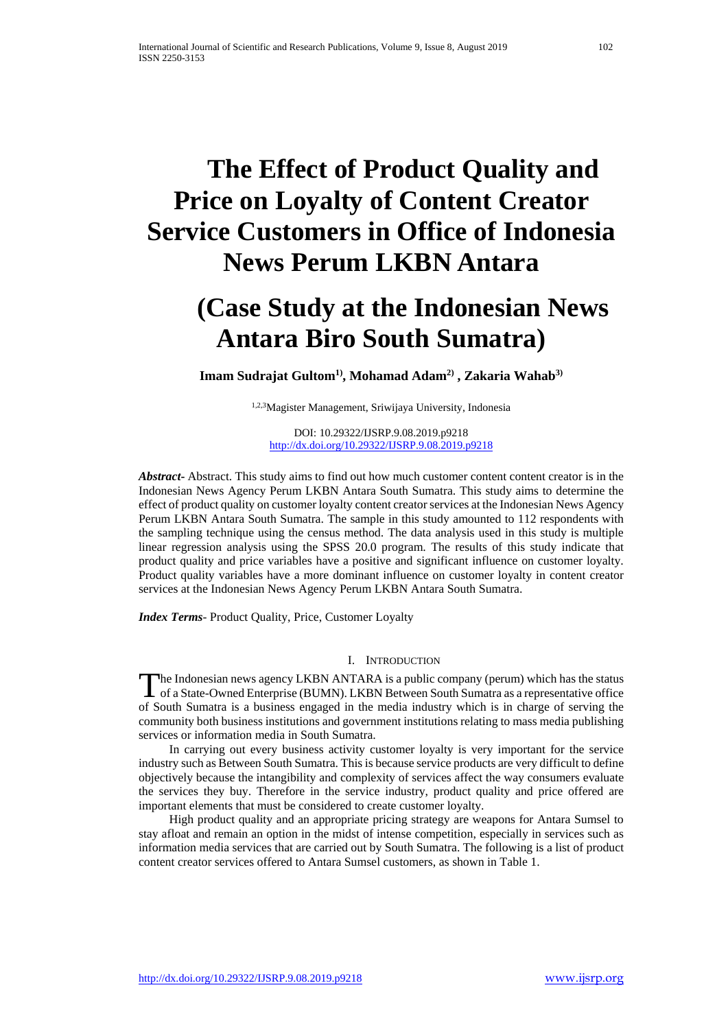# The Effect of Product Quality and Price on Loyalty of Content Creator Service Customers in Office of Indonesia News Perum LKBN Antara

# (Case Study at the Indonesian News Antara Biro South Sumatra)

**Imam Sudrajat Gultom[1], Mohamad Adam[2] , Zakaria Wahab[3]**

[1,2,3]Magister Management, Sriwijaya University, Indonesia

DOI: 10.29322/IJSRP.9.08.2019.p9218
http://dx.doi.org/10.29322/IJSRP.9.08.2019.p9218

***Abstract-*** Abstract. This study aims to find out how much customer content content creator is in the Indonesian News Agency Perum LKBN Antara South Sumatra. This study aims to determine the effect of product quality on customer loyalty content creator services at the Indonesian News Agency Perum LKBN Antara South Sumatra. The sample in this study amounted to 112 respondents with the sampling technique using the census method. The data analysis used in this study is multiple linear regression analysis using the SPSS 20.0 program. The results of this study indicate that product quality and price variables have a positive and significant influence on customer loyalty. Product quality variables have a more dominant influence on customer loyalty in content creator services at the Indonesian News Agency Perum LKBN Antara South Sumatra.

***Index Terms***- Product Quality, Price, Customer Loyalty

## I. Introduction

The Indonesian news agency LKBN ANTARA is a public company (perum) which has the status of a State-Owned Enterprise (BUMN). LKBN Between South Sumatra as a representative office of South Sumatra is a business engaged in the media industry which is in charge of serving the community both business institutions and government institutions relating to mass media publishing services or information media in South Sumatra.

In carrying out every business activity customer loyalty is very important for the service industry such as Between South Sumatra. This is because service products are very difficult to define objectively because the intangibility and complexity of services affect the way consumers evaluate the services they buy. Therefore in the service industry, product quality and price offered are important elements that must be considered to create customer loyalty.

High product quality and an appropriate pricing strategy are weapons for Antara Sumsel to stay afloat and remain an option in the midst of intense competition, especially in services such as information media services that are carried out by South Sumatra. The following is a list of product content creator services offered to Antara Sumsel customers, as shown in Table 1.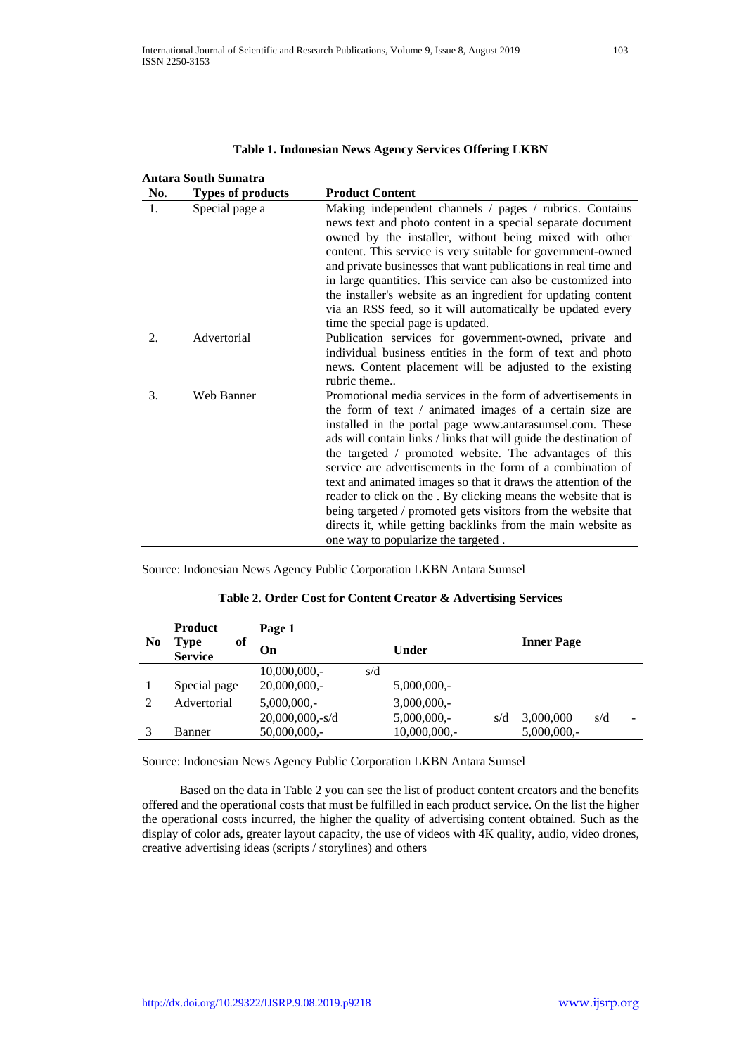**Table 1. Indonesian News Agency Services Offering LKBN**

**Antara South Sumatra**

| No. | Types of products | Product Content |
|---|---|---|
| 1. | Special page a | Making independent channels / pages / rubrics. Contains news text and photo content in a special separate document owned by the installer, without being mixed with other content. This service is very suitable for government-owned and private businesses that want publications in real time and in large quantities. This service can also be customized into the installer's website as an ingredient for updating content via an RSS feed, so it will automatically be updated every time the special page is updated. |
| 2. | Advertorial | Publication services for government-owned, private and individual business entities in the form of text and photo news. Content placement will be adjusted to the existing rubric theme.. |
| 3. | Web Banner | Promotional media services in the form of advertisements in the form of text / animated images of a certain size are installed in the portal page www.antarasumsel.com. These ads will contain links / links that will guide the destination of the targeted / promoted website. The advantages of this service are advertisements in the form of a combination of text and animated images so that it draws the attention of the reader to click on the . By clicking means the website that is being targeted / promoted gets visitors from the website that directs it, while getting backlinks from the main website as one way to popularize the targeted . |

Source: Indonesian News Agency Public Corporation LKBN Antara Sumsel

**Table 2. Order Cost for Content Creator & Advertising Services**

| No | Product Type of Service | Page 1 | | Inner Page |
|---|---|---|---|---|
| | | On | Under | |
| 1 | Special page | 10,000,000,- s/d 20,000,000,- | 5,000,000,- | |
| 2 | Advertorial | 5,000,000,- | 3,000,000,- | |
| 3 | Banner | 20,000,000,-s/d 50,000,000,- | 5,000,000,- s/d 10,000,000,- | 3,000,000 s/d - 5,000,000,- |

Source: Indonesian News Agency Public Corporation LKBN Antara Sumsel

Based on the data in Table 2 you can see the list of product content creators and the benefits offered and the operational costs that must be fulfilled in each product service. On the list the higher the operational costs incurred, the higher the quality of advertising content obtained. Such as the display of color ads, greater layout capacity, the use of videos with 4K quality, audio, video drones, creative advertising ideas (scripts / storylines) and others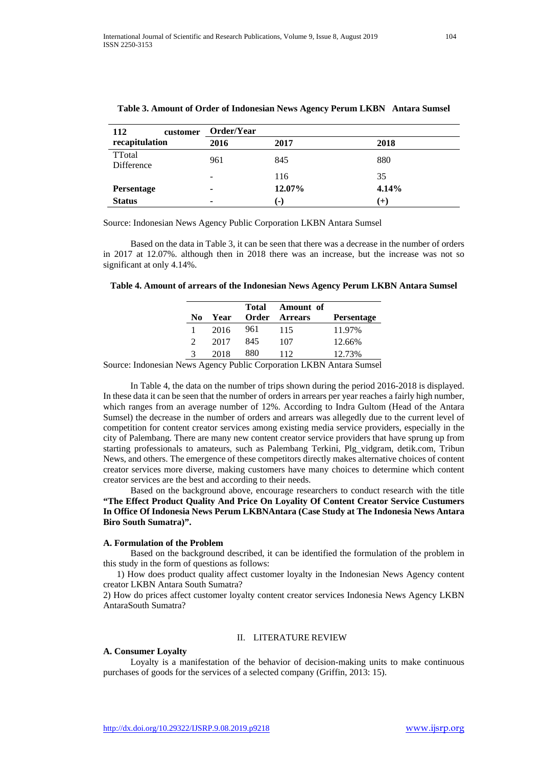**Table 3. Amount of Order of Indonesian News Agency Perum LKBN Antara Sumsel**

| 112 customer recapitulation | Order/Year | | |
|---|---|---|---|
| | 2016 | 2017 | 2018 |
| TTotal Difference | 961 | 845 | 880 |
| | - | 116 | 35 |
| **Persentage** | - | **12.07%** | **4.14%** |
| **Status** | - | **(-)** | **(+)** |

Source: Indonesian News Agency Public Corporation LKBN Antara Sumsel

Based on the data in Table 3, it can be seen that there was a decrease in the number of orders in 2017 at 12.07%. although then in 2018 there was an increase, but the increase was not so significant at only 4.14%.

**Table 4. Amount of arrears of the Indonesian News Agency Perum LKBN Antara Sumsel**

| No | Year | Total Order | Amount of Arrears | Persentage |
|---|---|---|---|---|
| 1 | 2016 | 961 | 115 | 11.97% |
| 2 | 2017 | 845 | 107 | 12.66% |
| 3 | 2018 | 880 | 112 | 12.73% |

Source: Indonesian News Agency Public Corporation LKBN Antara Sumsel

In Table 4, the data on the number of trips shown during the period 2016-2018 is displayed. In these data it can be seen that the number of orders in arrears per year reaches a fairly high number, which ranges from an average number of 12%. According to Indra Gultom (Head of the Antara Sumsel) the decrease in the number of orders and arrears was allegedly due to the current level of competition for content creator services among existing media service providers, especially in the city of Palembang. There are many new content creator service providers that have sprung up from starting professionals to amateurs, such as Palembang Terkini, Plg_vidgram, detik.com, Tribun News, and others. The emergence of these competitors directly makes alternative choices of content creator services more diverse, making customers have many choices to determine which content creator services are the best and according to their needs.

Based on the background above, encourage researchers to conduct research with the title **"The Effect Product Quality And Price On Loyality Of Content Creator Service Custumers In Office Of Indonesia News Perum LKBNAntara (Case Study at The Indonesia News Antara Biro South Sumatra)".**

### A. Formulation of the Problem

Based on the background described, it can be identified the formulation of the problem in this study in the form of questions as follows:

1) How does product quality affect customer loyalty in the Indonesian News Agency content creator LKBN Antara South Sumatra?

2) How do prices affect customer loyalty content creator services Indonesia News Agency LKBN AntaraSouth Sumatra?

## II. LITERATURE REVIEW

### A. Consumer Loyalty

Loyalty is a manifestation of the behavior of decision-making units to make continuous purchases of goods for the services of a selected company (Griffin, 2013: 15).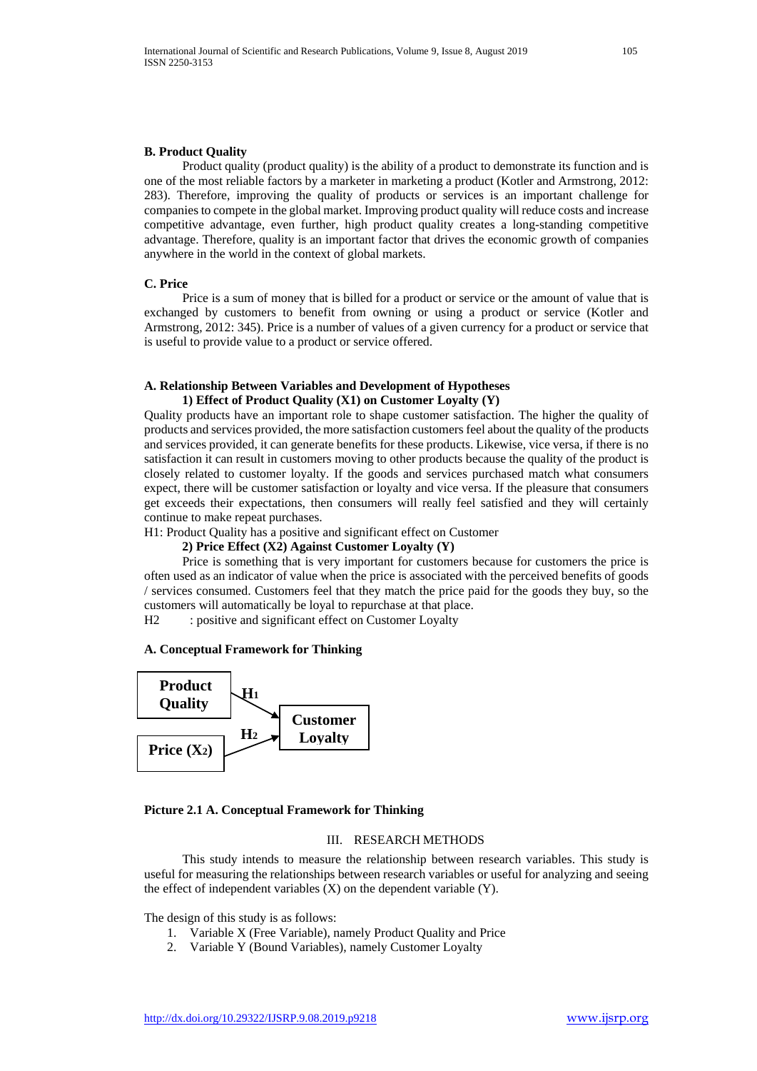**B. Product Quality**

Product quality (product quality) is the ability of a product to demonstrate its function and is one of the most reliable factors by a marketer in marketing a product (Kotler and Armstrong, 2012: 283). Therefore, improving the quality of products or services is an important challenge for companies to compete in the global market. Improving product quality will reduce costs and increase competitive advantage, even further, high product quality creates a long-standing competitive advantage. Therefore, quality is an important factor that drives the economic growth of companies anywhere in the world in the context of global markets.

**C. Price**

Price is a sum of money that is billed for a product or service or the amount of value that is exchanged by customers to benefit from owning or using a product or service (Kotler and Armstrong, 2012: 345). Price is a number of values of a given currency for a product or service that is useful to provide value to a product or service offered.

**A. Relationship Between Variables and Development of Hypotheses**

**1) Effect of Product Quality (X1) on Customer Loyalty (Y)**

Quality products have an important role to shape customer satisfaction. The higher the quality of products and services provided, the more satisfaction customers feel about the quality of the products and services provided, it can generate benefits for these products. Likewise, vice versa, if there is no satisfaction it can result in customers moving to other products because the quality of the product is closely related to customer loyalty. If the goods and services purchased match what consumers expect, there will be customer satisfaction or loyalty and vice versa. If the pleasure that consumers get exceeds their expectations, then consumers will really feel satisfied and they will certainly continue to make repeat purchases.

H1: Product Quality has a positive and significant effect on Customer

**2) Price Effect (X2) Against Customer Loyalty (Y)**

Price is something that is very important for customers because for customers the price is often used as an indicator of value when the price is associated with the perceived benefits of goods / services consumed. Customers feel that they match the price paid for the goods they buy, so the customers will automatically be loyal to repurchase at that place.

H2 : positive and significant effect on Customer Loyalty

**A. Conceptual Framework for Thinking**

| Product Quality | $H_1$ → | Customer Loyalty |
|---|---|---|
| Price ($X_2$) | $H_2$ → | |

**Picture 2.1 A. Conceptual Framework for Thinking**

## III. RESEARCH METHODS

This study intends to measure the relationship between research variables. This study is useful for measuring the relationships between research variables or useful for analyzing and seeing the effect of independent variables (X) on the dependent variable (Y).

The design of this study is as follows:

1. Variable X (Free Variable), namely Product Quality and Price
2. Variable Y (Bound Variables), namely Customer Loyalty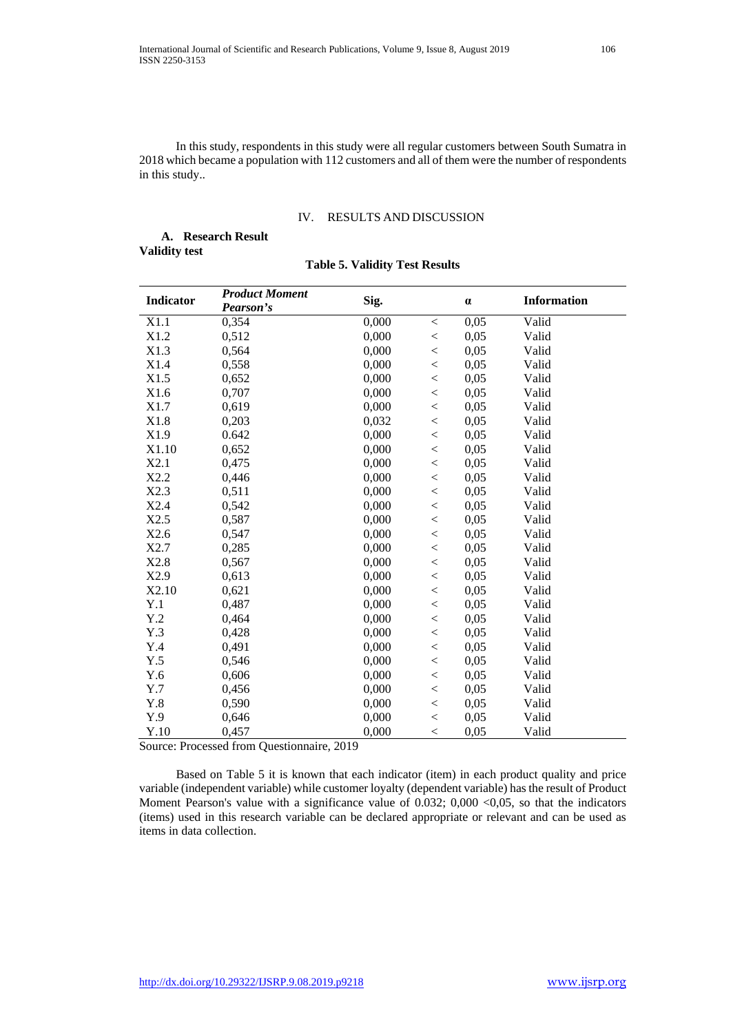In this study, respondents in this study were all regular customers between South Sumatra in 2018 which became a population with 112 customers and all of them were the number of respondents in this study..

## IV. RESULTS AND DISCUSSION

### A. Research Result

**Validity test**

**Table 5. Validity Test Results**

| Indicator | *Product Moment Pearson's* | Sig. | | α | Information |
|---|---|---|---|---|---|
| X1.1 | 0,354 | 0,000 | < | 0,05 | Valid |
| X1.2 | 0,512 | 0,000 | < | 0,05 | Valid |
| X1.3 | 0,564 | 0,000 | < | 0,05 | Valid |
| X1.4 | 0,558 | 0,000 | < | 0,05 | Valid |
| X1.5 | 0,652 | 0,000 | < | 0,05 | Valid |
| X1.6 | 0,707 | 0,000 | < | 0,05 | Valid |
| X1.7 | 0,619 | 0,000 | < | 0,05 | Valid |
| X1.8 | 0,203 | 0,032 | < | 0,05 | Valid |
| X1.9 | 0.642 | 0,000 | < | 0,05 | Valid |
| X1.10 | 0,652 | 0,000 | < | 0,05 | Valid |
| X2.1 | 0,475 | 0,000 | < | 0,05 | Valid |
| X2.2 | 0,446 | 0,000 | < | 0,05 | Valid |
| X2.3 | 0,511 | 0,000 | < | 0,05 | Valid |
| X2.4 | 0,542 | 0,000 | < | 0,05 | Valid |
| X2.5 | 0,587 | 0,000 | < | 0,05 | Valid |
| X2.6 | 0,547 | 0,000 | < | 0,05 | Valid |
| X2.7 | 0,285 | 0,000 | < | 0,05 | Valid |
| X2.8 | 0,567 | 0,000 | < | 0,05 | Valid |
| X2.9 | 0,613 | 0,000 | < | 0,05 | Valid |
| X2.10 | 0,621 | 0,000 | < | 0,05 | Valid |
| Y.1 | 0,487 | 0,000 | < | 0,05 | Valid |
| Y.2 | 0,464 | 0,000 | < | 0,05 | Valid |
| Y.3 | 0,428 | 0,000 | < | 0,05 | Valid |
| Y.4 | 0,491 | 0,000 | < | 0,05 | Valid |
| Y.5 | 0,546 | 0,000 | < | 0,05 | Valid |
| Y.6 | 0,606 | 0,000 | < | 0,05 | Valid |
| Y.7 | 0,456 | 0,000 | < | 0,05 | Valid |
| Y.8 | 0,590 | 0,000 | < | 0,05 | Valid |
| Y.9 | 0,646 | 0,000 | < | 0,05 | Valid |
| Y.10 | 0,457 | 0,000 | < | 0,05 | Valid |

Source: Processed from Questionnaire, 2019

Based on Table 5 it is known that each indicator (item) in each product quality and price variable (independent variable) while customer loyalty (dependent variable) has the result of Product Moment Pearson's value with a significance value of 0.032; 0,000 <0,05, so that the indicators (items) used in this research variable can be declared appropriate or relevant and can be used as items in data collection.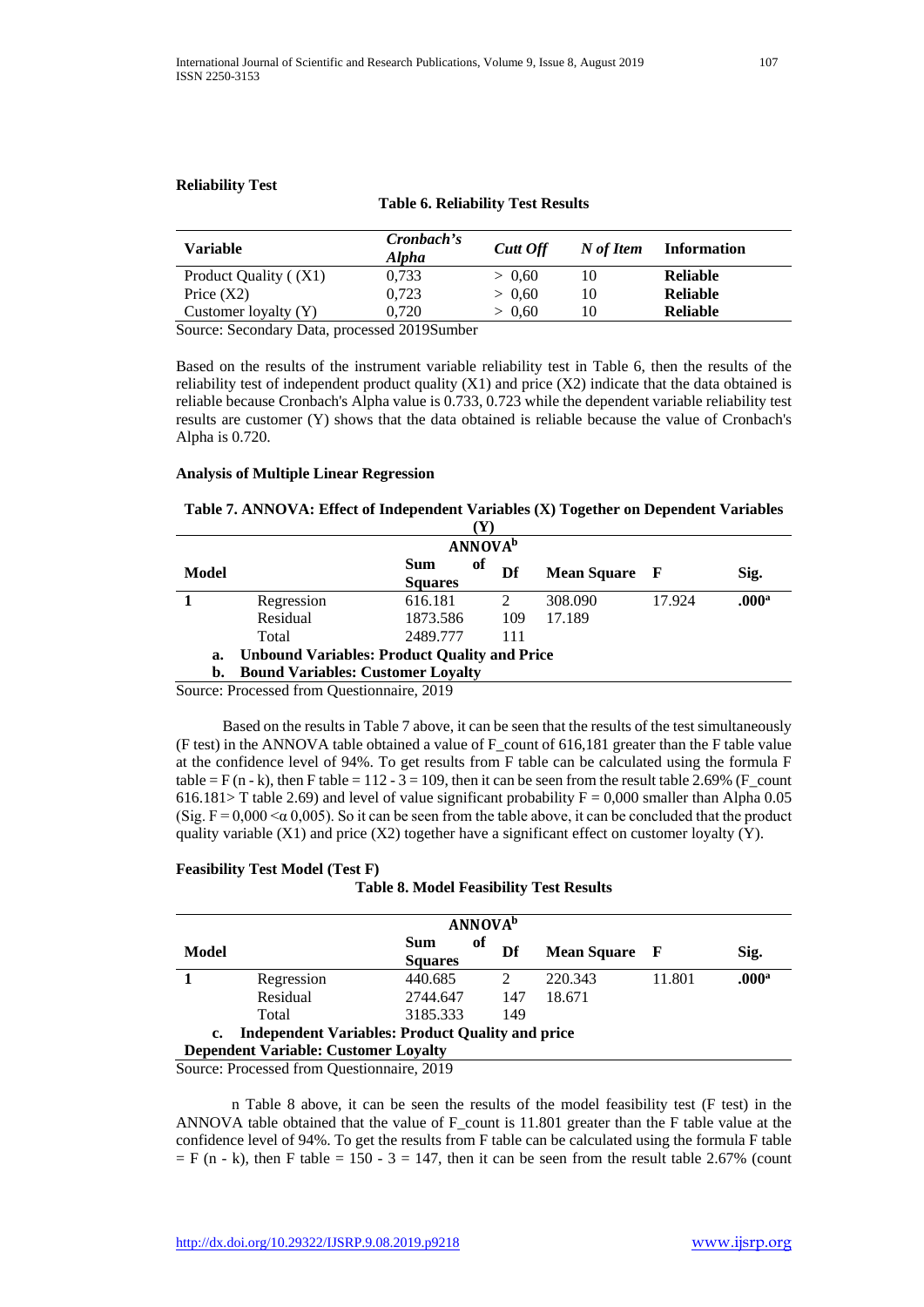**Reliability Test**

**Table 6. Reliability Test Results**

| Variable | *Cronbach's Alpha* | *Cutt Off* | *N of Item* | Information |
|---|---|---|---|---|
| Product Quality ( (X1) | 0,733 | > 0,60 | 10 | **Reliable** |
| Price (X2) | 0,723 | > 0,60 | 10 | **Reliable** |
| Customer loyalty (Y) | 0,720 | > 0,60 | 10 | **Reliable** |

Source: Secondary Data, processed 2019Sumber

Based on the results of the instrument variable reliability test in Table 6, then the results of the reliability test of independent product quality (X1) and price (X2) indicate that the data obtained is reliable because Cronbach's Alpha value is 0.733, 0.723 while the dependent variable reliability test results are customer (Y) shows that the data obtained is reliable because the value of Cronbach's Alpha is 0.720.

**Analysis of Multiple Linear Regression**

**Table 7. ANNOVA: Effect of Independent Variables (X) Together on Dependent Variables (Y)**

| **ANNOVA**[b] | | | | | | |
|---|---|---|---|---|---|---|
| **Model** | | **Sum of Squares** | **Df** | **Mean Square** | **F** | **Sig.** |
| **1** | Regression | 616.181 | 2 | 308.090 | 17.924 | **.000**[a] |
| | Residual | 1873.586 | 109 | 17.189 | | |
| | Total | 2489.777 | 111 | | | |

a. **Unbound Variables: Product Quality and Price**
b. **Bound Variables: Customer Loyalty**

Source: Processed from Questionnaire, 2019

Based on the results in Table 7 above, it can be seen that the results of the test simultaneously (F test) in the ANNOVA table obtained a value of F_count of 616,181 greater than the F table value at the confidence level of 94%. To get results from F table can be calculated using the formula F table = F (n - k), then F table = 112 - 3 = 109, then it can be seen from the result table 2.69% (F_count 616.181> T table 2.69) and level of value significant probability F = 0,000 smaller than Alpha 0.05 (Sig. F = 0,000 <α 0,005). So it can be seen from the table above, it can be concluded that the product quality variable (X1) and price (X2) together have a significant effect on customer loyalty (Y).

**Feasibility Test Model (Test F)**

**Table 8. Model Feasibility Test Results**

| **ANNOVA**[b] | | | | | | |
|---|---|---|---|---|---|---|
| **Model** | | **Sum of Squares** | **Df** | **Mean Square** | **F** | **Sig.** |
| **1** | Regression | 440.685 | 2 | 220.343 | 11.801 | **.000**[a] |
| | Residual | 2744.647 | 147 | 18.671 | | |
| | Total | 3185.333 | 149 | | | |

c. **Independent Variables: Product Quality and price**
**Dependent Variable: Customer Loyalty**

Source: Processed from Questionnaire, 2019

n Table 8 above, it can be seen the results of the model feasibility test (F test) in the ANNOVA table obtained that the value of F_count is 11.801 greater than the F table value at the confidence level of 94%. To get the results from F table can be calculated using the formula F table = F (n - k), then F table = 150 - 3 = 147, then it can be seen from the result table 2.67% (count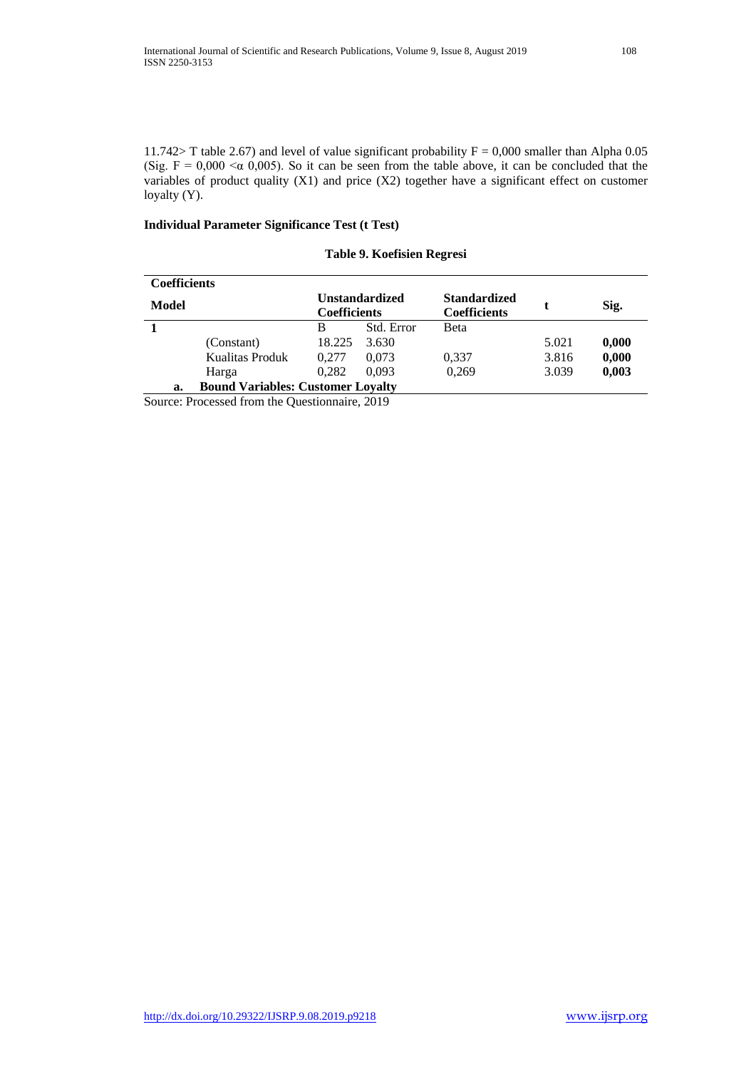11.742> T table 2.67) and level of value significant probability F = 0,000 smaller than Alpha 0.05 (Sig. F = 0,000 <α 0,005). So it can be seen from the table above, it can be concluded that the variables of product quality (X1) and price (X2) together have a significant effect on customer loyalty (Y).

**Individual Parameter Significance Test (t Test)**

**Table 9. Koefisien Regresi**

| **Coefficients** | | | | | | |
|---|---|---|---|---|---|---|
| **Model** | | **Unstandardized Coefficients** | | **Standardized Coefficients** | **t** | **Sig.** |
| **1** | | B | Std. Error | Beta | | |
| | (Constant) | 18.225 | 3.630 | | 5.021 | **0,000** |
| | Kualitas Produk | 0,277 | 0,073 | 0,337 | 3.816 | **0,000** |
| | Harga | 0,282 | 0,093 | 0,269 | 3.039 | **0,003** |
| **a.** | **Bound Variables: Customer Loyalty** | | | | | |

Source: Processed from the Questionnaire, 2019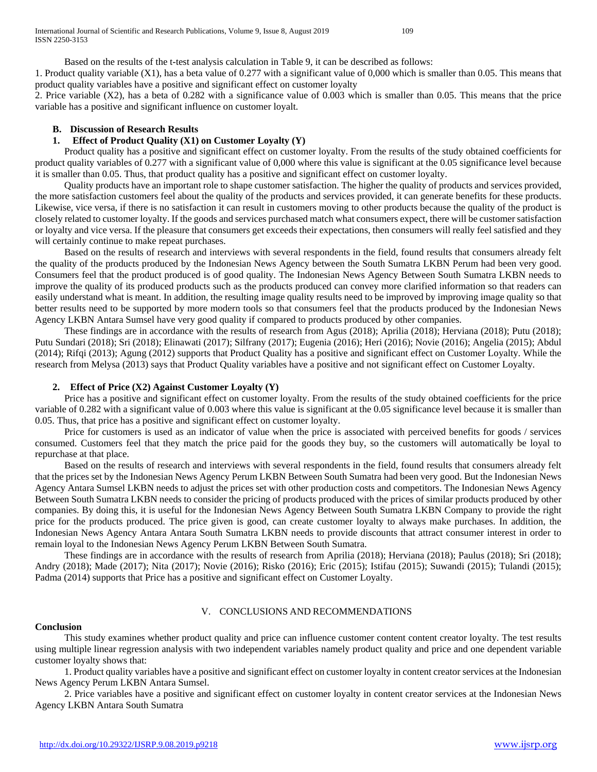Based on the results of the t-test analysis calculation in Table 9, it can be described as follows:

1. Product quality variable (X1), has a beta value of 0.277 with a significant value of 0,000 which is smaller than 0.05. This means that product quality variables have a positive and significant effect on customer loyalty
2. Price variable (X2), has a beta of 0.282 with a significance value of 0.003 which is smaller than 0.05. This means that the price variable has a positive and significant influence on customer loyalt.

### B. Discussion of Research Results

#### 1. Effect of Product Quality (X1) on Customer Loyalty (Y)

Product quality has a positive and significant effect on customer loyalty. From the results of the study obtained coefficients for product quality variables of 0.277 with a significant value of 0,000 where this value is significant at the 0.05 significance level because it is smaller than 0.05. Thus, that product quality has a positive and significant effect on customer loyalty.

Quality products have an important role to shape customer satisfaction. The higher the quality of products and services provided, the more satisfaction customers feel about the quality of the products and services provided, it can generate benefits for these products. Likewise, vice versa, if there is no satisfaction it can result in customers moving to other products because the quality of the product is closely related to customer loyalty. If the goods and services purchased match what consumers expect, there will be customer satisfaction or loyalty and vice versa. If the pleasure that consumers get exceeds their expectations, then consumers will really feel satisfied and they will certainly continue to make repeat purchases.

Based on the results of research and interviews with several respondents in the field, found results that consumers already felt the quality of the products produced by the Indonesian News Agency between the South Sumatra LKBN Perum had been very good. Consumers feel that the product produced is of good quality. The Indonesian News Agency Between South Sumatra LKBN needs to improve the quality of its produced products such as the products produced can convey more clarified information so that readers can easily understand what is meant. In addition, the resulting image quality results need to be improved by improving image quality so that better results need to be supported by more modern tools so that consumers feel that the products produced by the Indonesian News Agency LKBN Antara Sumsel have very good quality if compared to products produced by other companies.

These findings are in accordance with the results of research from Agus (2018); Aprilia (2018); Herviana (2018); Putu (2018); Putu Sundari (2018); Sri (2018); Elinawati (2017); Silfrany (2017); Eugenia (2016); Heri (2016); Novie (2016); Angelia (2015); Abdul (2014); Rifqi (2013); Agung (2012) supports that Product Quality has a positive and significant effect on Customer Loyalty. While the research from Melysa (2013) says that Product Quality variables have a positive and not significant effect on Customer Loyalty.

#### 2. Effect of Price (X2) Against Customer Loyalty (Y)

Price has a positive and significant effect on customer loyalty. From the results of the study obtained coefficients for the price variable of 0.282 with a significant value of 0.003 where this value is significant at the 0.05 significance level because it is smaller than 0.05. Thus, that price has a positive and significant effect on customer loyalty.

Price for customers is used as an indicator of value when the price is associated with perceived benefits for goods / services consumed. Customers feel that they match the price paid for the goods they buy, so the customers will automatically be loyal to repurchase at that place.

Based on the results of research and interviews with several respondents in the field, found results that consumers already felt that the prices set by the Indonesian News Agency Perum LKBN Between South Sumatra had been very good. But the Indonesian News Agency Antara Sumsel LKBN needs to adjust the prices set with other production costs and competitors. The Indonesian News Agency Between South Sumatra LKBN needs to consider the pricing of products produced with the prices of similar products produced by other companies. By doing this, it is useful for the Indonesian News Agency Between South Sumatra LKBN Company to provide the right price for the products produced. The price given is good, can create customer loyalty to always make purchases. In addition, the Indonesian News Agency Antara Antara South Sumatra LKBN needs to provide discounts that attract consumer interest in order to remain loyal to the Indonesian News Agency Perum LKBN Between South Sumatra.

These findings are in accordance with the results of research from Aprilia (2018); Herviana (2018); Paulus (2018); Sri (2018); Andry (2018); Made (2017); Nita (2017); Novie (2016); Risko (2016); Eric (2015); Istifau (2015); Suwandi (2015); Tulandi (2015); Padma (2014) supports that Price has a positive and significant effect on Customer Loyalty.

## V. CONCLUSIONS AND RECOMMENDATIONS

### Conclusion

This study examines whether product quality and price can influence customer content content creator loyalty. The test results using multiple linear regression analysis with two independent variables namely product quality and price and one dependent variable customer loyalty shows that:

1. Product quality variables have a positive and significant effect on customer loyalty in content creator services at the Indonesian News Agency Perum LKBN Antara Sumsel.
2. Price variables have a positive and significant effect on customer loyalty in content creator services at the Indonesian News Agency LKBN Antara South Sumatra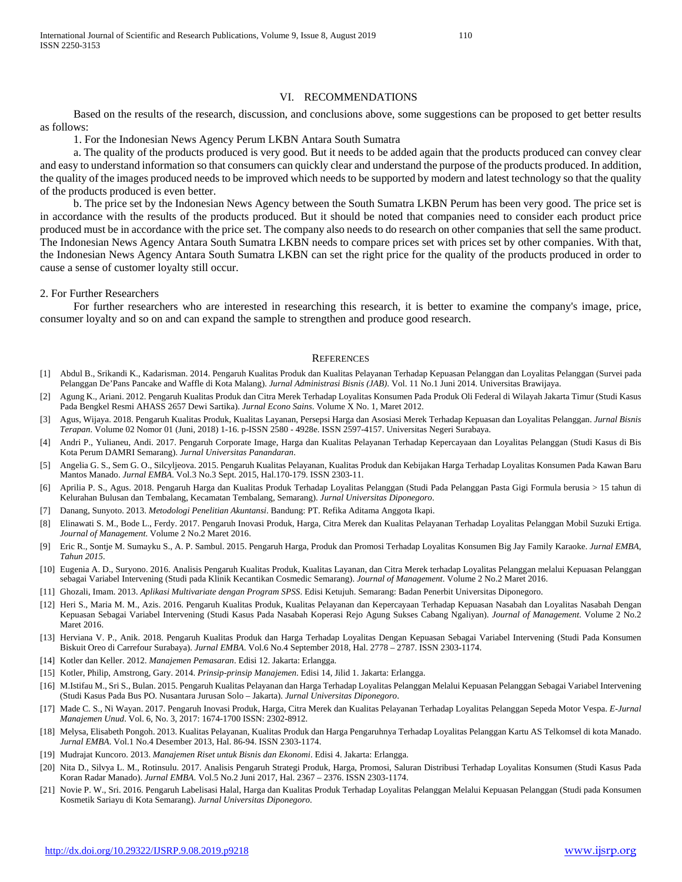## VI. RECOMMENDATIONS

Based on the results of the research, discussion, and conclusions above, some suggestions can be proposed to get better results as follows:

1. For the Indonesian News Agency Perum LKBN Antara South Sumatra

a. The quality of the products produced is very good. But it needs to be added again that the products produced can convey clear and easy to understand information so that consumers can quickly clear and understand the purpose of the products produced. In addition, the quality of the images produced needs to be improved which needs to be supported by modern and latest technology so that the quality of the products produced is even better.

b. The price set by the Indonesian News Agency between the South Sumatra LKBN Perum has been very good. The price set is in accordance with the results of the products produced. But it should be noted that companies need to consider each product price produced must be in accordance with the price set. The company also needs to do research on other companies that sell the same product. The Indonesian News Agency Antara South Sumatra LKBN needs to compare prices set with prices set by other companies. With that, the Indonesian News Agency Antara South Sumatra LKBN can set the right price for the quality of the products produced in order to cause a sense of customer loyalty still occur.

2. For Further Researchers

For further researchers who are interested in researching this research, it is better to examine the company's image, price, consumer loyalty and so on and can expand the sample to strengthen and produce good research.

## REFERENCES

[1] Abdul B., Srikandi K., Kadarisman. 2014. Pengaruh Kualitas Produk dan Kualitas Pelayanan Terhadap Kepuasan Pelanggan dan Loyalitas Pelanggan (Survei pada Pelanggan De'Pans Pancake and Waffle di Kota Malang). *Jurnal Administrasi Bisnis (JAB)*. Vol. 11 No.1 Juni 2014. Universitas Brawijaya.

[2] Agung K., Ariani. 2012. Pengaruh Kualitas Produk dan Citra Merek Terhadap Loyalitas Konsumen Pada Produk Oli Federal di Wilayah Jakarta Timur (Studi Kasus Pada Bengkel Resmi AHASS 2657 Dewi Sartika). *Jurnal Econo Sains*. Volume X No. 1, Maret 2012.

[3] Agus, Wijaya. 2018. Pengaruh Kualitas Produk, Kualitas Layanan, Persepsi Harga dan Asosiasi Merek Terhadap Kepuasan dan Loyalitas Pelanggan. *Jurnal Bisnis Terapan*. Volume 02 Nomor 01 (Juni, 2018) 1-16. p-ISSN 2580 - 4928e. ISSN 2597-4157. Universitas Negeri Surabaya.

[4] Andri P., Yulianeu, Andi. 2017. Pengaruh Corporate Image, Harga dan Kualitas Pelayanan Terhadap Kepercayaan dan Loyalitas Pelanggan (Studi Kasus di Bis Kota Perum DAMRI Semarang). *Jurnal Universitas Panandaran*.

[5] Angelia G. S., Sem G. O., Silcyljeova. 2015. Pengaruh Kualitas Pelayanan, Kualitas Produk dan Kebijakan Harga Terhadap Loyalitas Konsumen Pada Kawan Baru Mantos Manado. *Jurnal EMBA*. Vol.3 No.3 Sept. 2015, Hal.170-179. ISSN 2303-11.

[6] Aprilia P. S., Agus. 2018. Pengaruh Harga dan Kualitas Produk Terhadap Loyalitas Pelanggan (Studi Pada Pelanggan Pasta Gigi Formula berusia > 15 tahun di Kelurahan Bulusan dan Tembalang, Kecamatan Tembalang, Semarang). *Jurnal Universitas Diponegoro*.

[7] Danang, Sunyoto. 2013. *Metodologi Penelitian Akuntansi*. Bandung: PT. Refika Aditama Anggota Ikapi.

[8] Elinawati S. M., Bode L., Ferdy. 2017. Pengaruh Inovasi Produk, Harga, Citra Merek dan Kualitas Pelayanan Terhadap Loyalitas Pelanggan Mobil Suzuki Ertiga. *Journal of Management*. Volume 2 No.2 Maret 2016.

[9] Eric R., Sontje M. Sumayku S., A. P. Sambul. 2015. Pengaruh Harga, Produk dan Promosi Terhadap Loyalitas Konsumen Big Jay Family Karaoke. *Jurnal EMBA, Tahun 2015*.

[10] Eugenia A. D., Suryono. 2016. Analisis Pengaruh Kualitas Produk, Kualitas Layanan, dan Citra Merek terhadap Loyalitas Pelanggan melalui Kepuasan Pelanggan sebagai Variabel Intervening (Studi pada Klinik Kecantikan Cosmedic Semarang). *Journal of Management*. Volume 2 No.2 Maret 2016.

[11] Ghozali, Imam. 2013. *Aplikasi Multivariate dengan Program SPSS*. Edisi Ketujuh. Semarang: Badan Penerbit Universitas Diponegoro.

[12] Heri S., Maria M. M., Azis. 2016. Pengaruh Kualitas Produk, Kualitas Pelayanan dan Kepercayaan Terhadap Kepuasan Nasabah dan Loyalitas Nasabah Dengan Kepuasan Sebagai Variabel Intervening (Studi Kasus Pada Nasabah Koperasi Rejo Agung Sukses Cabang Ngaliyan). *Journal of Management*. Volume 2 No.2 Maret 2016.

[13] Herviana V. P., Anik. 2018. Pengaruh Kualitas Produk dan Harga Terhadap Loyalitas Dengan Kepuasan Sebagai Variabel Intervening (Studi Pada Konsumen Biskuit Oreo di Carrefour Surabaya). *Jurnal EMBA*. Vol.6 No.4 September 2018, Hal. 2778 – 2787. ISSN 2303-1174.

[14] Kotler dan Keller. 2012. *Manajemen Pemasaran*. Edisi 12. Jakarta: Erlangga.

[15] Kotler, Philip, Amstrong, Gary. 2014. *Prinsip-prinsip Manajemen*. Edisi 14, Jilid 1. Jakarta: Erlangga.

[16] M.Istifau M., Sri S., Bulan. 2015. Pengaruh Kualitas Pelayanan dan Harga Terhadap Loyalitas Pelanggan Melalui Kepuasan Pelanggan Sebagai Variabel Intervening (Studi Kasus Pada Bus PO. Nusantara Jurusan Solo – Jakarta). *Jurnal Universitas Diponegoro*.

[17] Made C. S., Ni Wayan. 2017. Pengaruh Inovasi Produk, Harga, Citra Merek dan Kualitas Pelayanan Terhadap Loyalitas Pelanggan Sepeda Motor Vespa. *E-Jurnal Manajemen Unud*. Vol. 6, No. 3, 2017: 1674-1700 ISSN: 2302-8912.

[18] Melysa, Elisabeth Pongoh. 2013. Kualitas Pelayanan, Kualitas Produk dan Harga Pengaruhnya Terhadap Loyalitas Pelanggan Kartu AS Telkomsel di kota Manado. *Jurnal EMBA*. Vol.1 No.4 Desember 2013, Hal. 86-94. ISSN 2303-1174.

[19] Mudrajat Kuncoro. 2013. *Manajemen Riset untuk Bisnis dan Ekonomi*. Edisi 4. Jakarta: Erlangga.

[20] Nita D., Silvya L. M., Rotinsulu. 2017. Analisis Pengaruh Strategi Produk, Harga, Promosi, Saluran Distribusi Terhadap Loyalitas Konsumen (Studi Kasus Pada Koran Radar Manado). *Jurnal EMBA*. Vol.5 No.2 Juni 2017, Hal. 2367 – 2376. ISSN 2303-1174.

[21] Novie P. W., Sri. 2016. Pengaruh Labelisasi Halal, Harga dan Kualitas Produk Terhadap Loyalitas Pelanggan Melalui Kepuasan Pelanggan (Studi pada Konsumen Kosmetik Sariayu di Kota Semarang). *Jurnal Universitas Diponegoro*.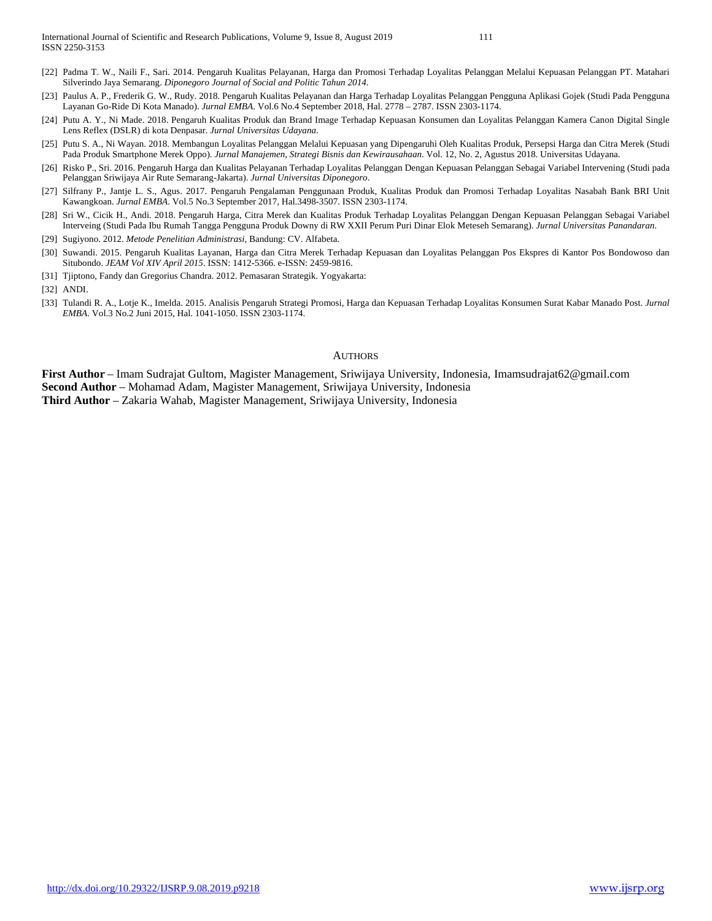[22] Padma T. W., Naili F., Sari. 2014. Pengaruh Kualitas Pelayanan, Harga dan Promosi Terhadap Loyalitas Pelanggan Melalui Kepuasan Pelanggan PT. Matahari Silverindo Jaya Semarang. *Diponegoro Journal of Social and Politic Tahun 2014*.

[23] Paulus A. P., Frederik G. W., Rudy. 2018. Pengaruh Kualitas Pelayanan dan Harga Terhadap Loyalitas Pelanggan Pengguna Aplikasi Gojek (Studi Pada Pengguna Layanan Go-Ride Di Kota Manado). *Jurnal EMBA*. Vol.6 No.4 September 2018, Hal. 2778 – 2787. ISSN 2303-1174.

[24] Putu A. Y., Ni Made. 2018. Pengaruh Kualitas Produk dan Brand Image Terhadap Kepuasan Konsumen dan Loyalitas Pelanggan Kamera Canon Digital Single Lens Reflex (DSLR) di kota Denpasar. *Jurnal Universitas Udayana*.

[25] Putu S. A., Ni Wayan. 2018. Membangun Loyalitas Pelanggan Melalui Kepuasan yang Dipengaruhi Oleh Kualitas Produk, Persepsi Harga dan Citra Merek (Studi Pada Produk Smartphone Merek Oppo). *Jurnal Manajemen, Strategi Bisnis dan Kewirausahaan*. Vol. 12, No. 2, Agustus 2018. Universitas Udayana.

[26] Risko P., Sri. 2016. Pengaruh Harga dan Kualitas Pelayanan Terhadap Loyalitas Pelanggan Dengan Kepuasan Pelanggan Sebagai Variabel Intervening (Studi pada Pelanggan Sriwijaya Air Rute Semarang-Jakarta). *Jurnal Universitas Diponegoro*.

[27] Silfrany P., Jantje L. S., Agus. 2017. Pengaruh Pengalaman Penggunaan Produk, Kualitas Produk dan Promosi Terhadap Loyalitas Nasabah Bank BRI Unit Kawangkoan. *Jurnal EMBA*. Vol.5 No.3 September 2017, Hal.3498-3507. ISSN 2303-1174.

[28] Sri W., Cicik H., Andi. 2018. Pengaruh Harga, Citra Merek dan Kualitas Produk Terhadap Loyalitas Pelanggan Dengan Kepuasan Pelanggan Sebagai Variabel Interveing (Studi Pada Ibu Rumah Tangga Pengguna Produk Downy di RW XXII Perum Puri Dinar Elok Meteseh Semarang). *Jurnal Universitas Panandaran*.

[29] Sugiyono. 2012. *Metode Penelitian Administrasi*, Bandung: CV. Alfabeta.

[30] Suwandi. 2015. Pengaruh Kualitas Layanan, Harga dan Citra Merek Terhadap Kepuasan dan Loyalitas Pelanggan Pos Ekspres di Kantor Pos Bondowoso dan Situbondo. *JEAM Vol XIV April 2015*. ISSN: 1412-5366. e-ISSN: 2459-9816.

[31] Tjiptono, Fandy dan Gregorius Chandra. 2012. Pemasaran Strategik. Yogyakarta:

[32] ANDI.

[33] Tulandi R. A., Lotje K., Imelda. 2015. Analisis Pengaruh Strategi Promosi, Harga dan Kepuasan Terhadap Loyalitas Konsumen Surat Kabar Manado Post. *Jurnal EMBA*. Vol.3 No.2 Juni 2015, Hal. 1041-1050. ISSN 2303-1174.

## AUTHORS

**First Author** – Imam Sudrajat Gultom, Magister Management, Sriwijaya University, Indonesia, Imamsudrajat62@gmail.com
**Second Author** – Mohamad Adam, Magister Management, Sriwijaya University, Indonesia
**Third Author** – Zakaria Wahab, Magister Management, Sriwijaya University, Indonesia